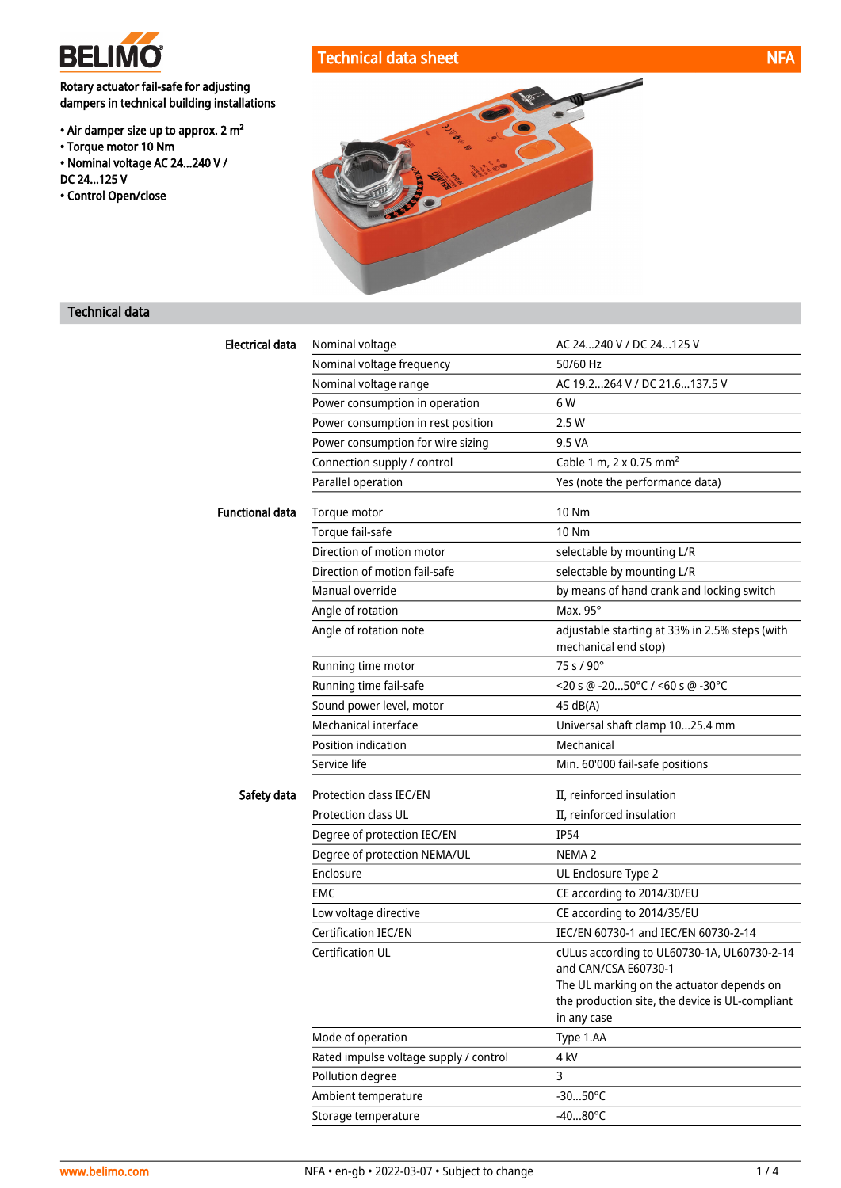# BELIMO

## Technical data sheet — NFA

Rotary actuator fail-safe for adjusting dampers in technical building installations

- Air damper size up to approx. 2 m²
- Torque motor 10 Nm
- Nominal voltage AC 24...240 V / DC 24...125 V
- Control Open/close

## Technical data

| | | |
|---|---|---|
| **Electrical data** | Nominal voltage | AC 24...240 V / DC 24...125 V |
| | Nominal voltage frequency | 50/60 Hz |
| | Nominal voltage range | AC 19.2...264 V / DC 21.6...137.5 V |
| | Power consumption in operation | 6 W |
| | Power consumption in rest position | 2.5 W |
| | Power consumption for wire sizing | 9.5 VA |
| | Connection supply / control | Cable 1 m, 2 x 0.75 mm² |
| | Parallel operation | Yes (note the performance data) |
| **Functional data** | Torque motor | 10 Nm |
| | Torque fail-safe | 10 Nm |
| | Direction of motion motor | selectable by mounting L/R |
| | Direction of motion fail-safe | selectable by mounting L/R |
| | Manual override | by means of hand crank and locking switch |
| | Angle of rotation | Max. 95° |
| | Angle of rotation note | adjustable starting at 33% in 2.5% steps (with mechanical end stop) |
| | Running time motor | 75 s / 90° |
| | Running time fail-safe | <20 s @ -20...50°C / <60 s @ -30°C |
| | Sound power level, motor | 45 dB(A) |
| | Mechanical interface | Universal shaft clamp 10...25.4 mm |
| | Position indication | Mechanical |
| | Service life | Min. 60'000 fail-safe positions |
| **Safety data** | Protection class IEC/EN | II, reinforced insulation |
| | Protection class UL | II, reinforced insulation |
| | Degree of protection IEC/EN | IP54 |
| | Degree of protection NEMA/UL | NEMA 2 |
| | Enclosure | UL Enclosure Type 2 |
| | EMC | CE according to 2014/30/EU |
| | Low voltage directive | CE according to 2014/35/EU |
| | Certification IEC/EN | IEC/EN 60730-1 and IEC/EN 60730-2-14 |
| | Certification UL | cULus according to UL60730-1A, UL60730-2-14 and CAN/CSA E60730-1<br>The UL marking on the actuator depends on the production site, the device is UL-compliant in any case |
| | Mode of operation | Type 1.AA |
| | Rated impulse voltage supply / control | 4 kV |
| | Pollution degree | 3 |
| | Ambient temperature | -30...50°C |
| | Storage temperature | -40...80°C |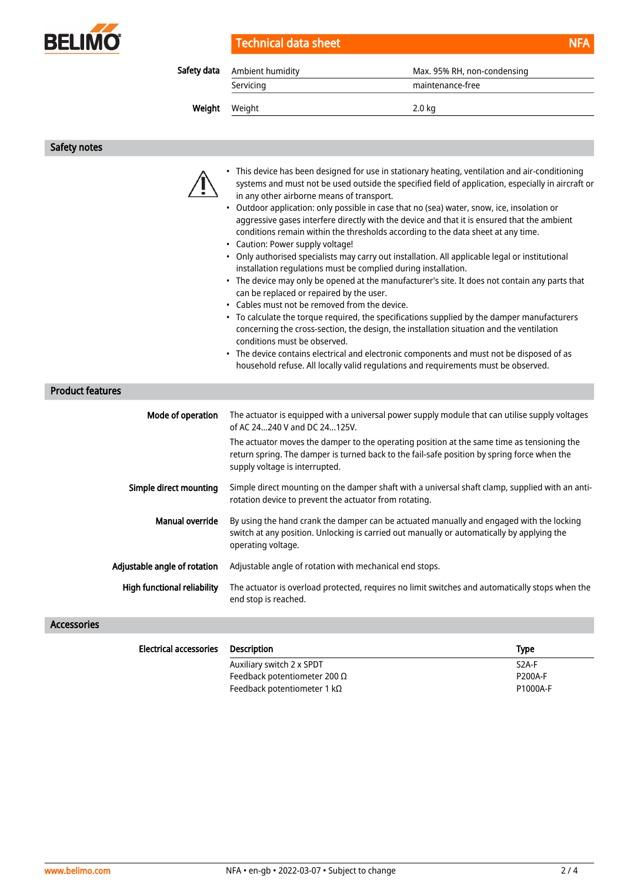| | | |
|---|---|---|
| **Safety data** | Ambient humidity | Max. 95% RH, non-condensing |
| | Servicing | maintenance-free |
| **Weight** | Weight | 2.0 kg |

## Safety notes

- This device has been designed for use in stationary heating, ventilation and air-conditioning systems and must not be used outside the specified field of application, especially in aircraft or in any other airborne means of transport.
- Outdoor application: only possible in case that no (sea) water, snow, ice, insolation or aggressive gases interfere directly with the device and that it is ensured that the ambient conditions remain within the thresholds according to the data sheet at any time.
- Caution: Power supply voltage!
- Only authorised specialists may carry out installation. All applicable legal or institutional installation regulations must be complied during installation.
- The device may only be opened at the manufacturer's site. It does not contain any parts that can be replaced or repaired by the user.
- Cables must not be removed from the device.
- To calculate the torque required, the specifications supplied by the damper manufacturers concerning the cross-section, the design, the installation situation and the ventilation conditions must be observed.
- The device contains electrical and electronic components and must not be disposed of as household refuse. All locally valid regulations and requirements must be observed.

## Product features

**Mode of operation**

The actuator is equipped with a universal power supply module that can utilise supply voltages of AC 24...240 V and DC 24...125V.

The actuator moves the damper to the operating position at the same time as tensioning the return spring. The damper is turned back to the fail-safe position by spring force when the supply voltage is interrupted.

**Simple direct mounting**

Simple direct mounting on the damper shaft with a universal shaft clamp, supplied with an anti-rotation device to prevent the actuator from rotating.

**Manual override**

By using the hand crank the damper can be actuated manually and engaged with the locking switch at any position. Unlocking is carried out manually or automatically by applying the operating voltage.

**Adjustable angle of rotation**

Adjustable angle of rotation with mechanical end stops.

**High functional reliability**

The actuator is overload protected, requires no limit switches and automatically stops when the end stop is reached.

## Accessories

| Electrical accessories | Description | Type |
|---|---|---|
| | Auxiliary switch 2 x SPDT | S2A-F |
| | Feedback potentiometer 200 Ω | P200A-F |
| | Feedback potentiometer 1 kΩ | P1000A-F |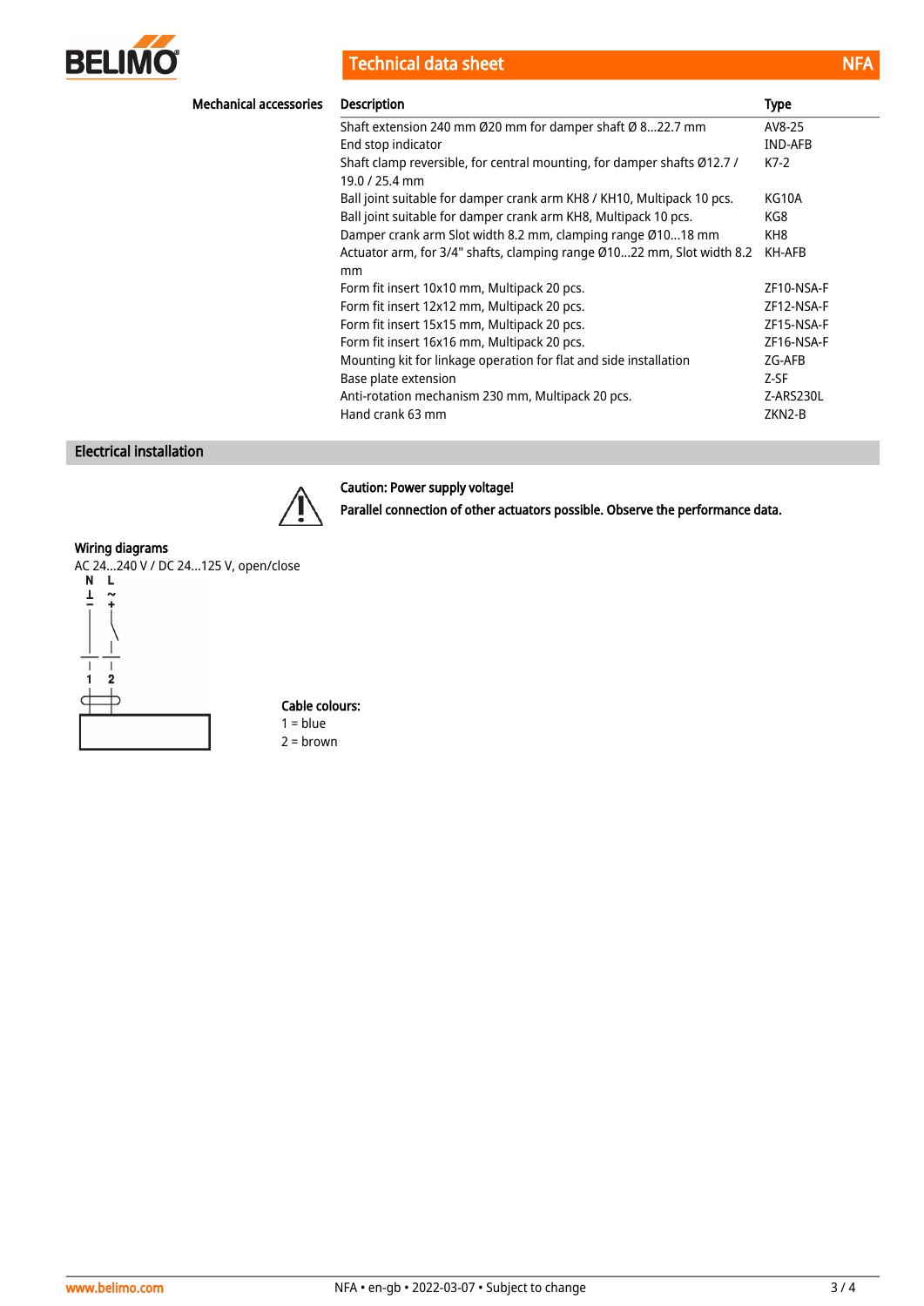## Mechanical accessories

| Description | Type |
|---|---|
| Shaft extension 240 mm Ø20 mm for damper shaft Ø 8...22.7 mm | AV8-25 |
| End stop indicator | IND-AFB |
| Shaft clamp reversible, for central mounting, for damper shafts Ø12.7 / 19.0 / 25.4 mm | K7-2 |
| Ball joint suitable for damper crank arm KH8 / KH10, Multipack 10 pcs. | KG10A |
| Ball joint suitable for damper crank arm KH8, Multipack 10 pcs. | KG8 |
| Damper crank arm Slot width 8.2 mm, clamping range Ø10...18 mm | KH8 |
| Actuator arm, for 3/4" shafts, clamping range Ø10...22 mm, Slot width 8.2 mm | KH-AFB |
| Form fit insert 10x10 mm, Multipack 20 pcs. | ZF10-NSA-F |
| Form fit insert 12x12 mm, Multipack 20 pcs. | ZF12-NSA-F |
| Form fit insert 15x15 mm, Multipack 20 pcs. | ZF15-NSA-F |
| Form fit insert 16x16 mm, Multipack 20 pcs. | ZF16-NSA-F |
| Mounting kit for linkage operation for flat and side installation | ZG-AFB |
| Base plate extension | Z-SF |
| Anti-rotation mechanism 230 mm, Multipack 20 pcs. | Z-ARS230L |
| Hand crank 63 mm | ZKN2-B |

## Electrical installation

**Caution: Power supply voltage!**

**Parallel connection of other actuators possible. Observe the performance data.**

### Wiring diagrams

AC 24...240 V / DC 24...125 V, open/close

N L

⊥ ~

− +

1 2

**Cable colours:**

1 = blue

2 = brown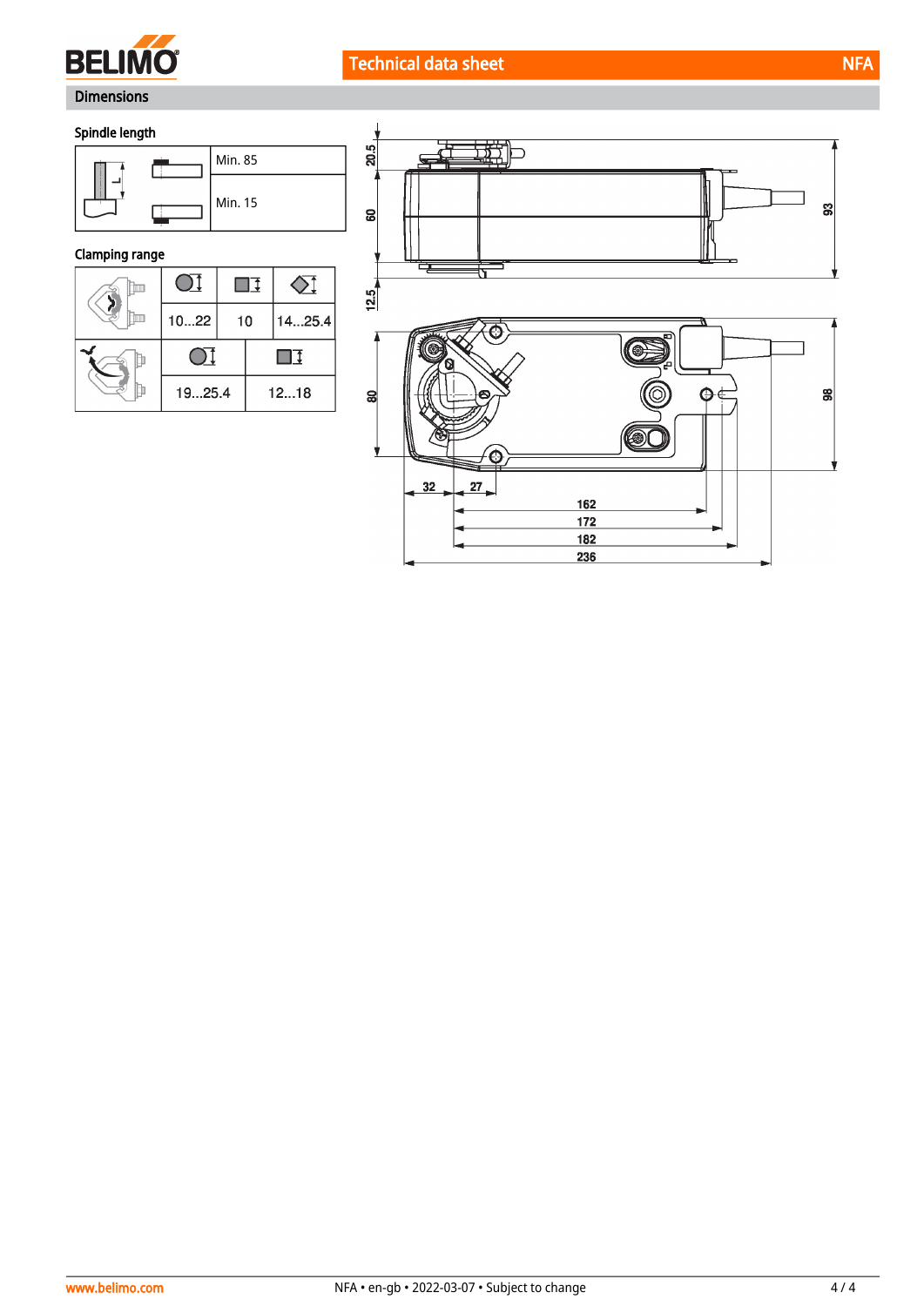## Dimensions

### Spindle length

| | |
|---|---|
| | Min. 85 |
| | Min. 15 |

### Clamping range

| | | | |
|---|---|---|---|
| | 10...22 | 10 | 14...25.4 |
| | 19...25.4 | 12...18 | |

20.5

60

12.5

80

93

98

32

27

162

172

182

236